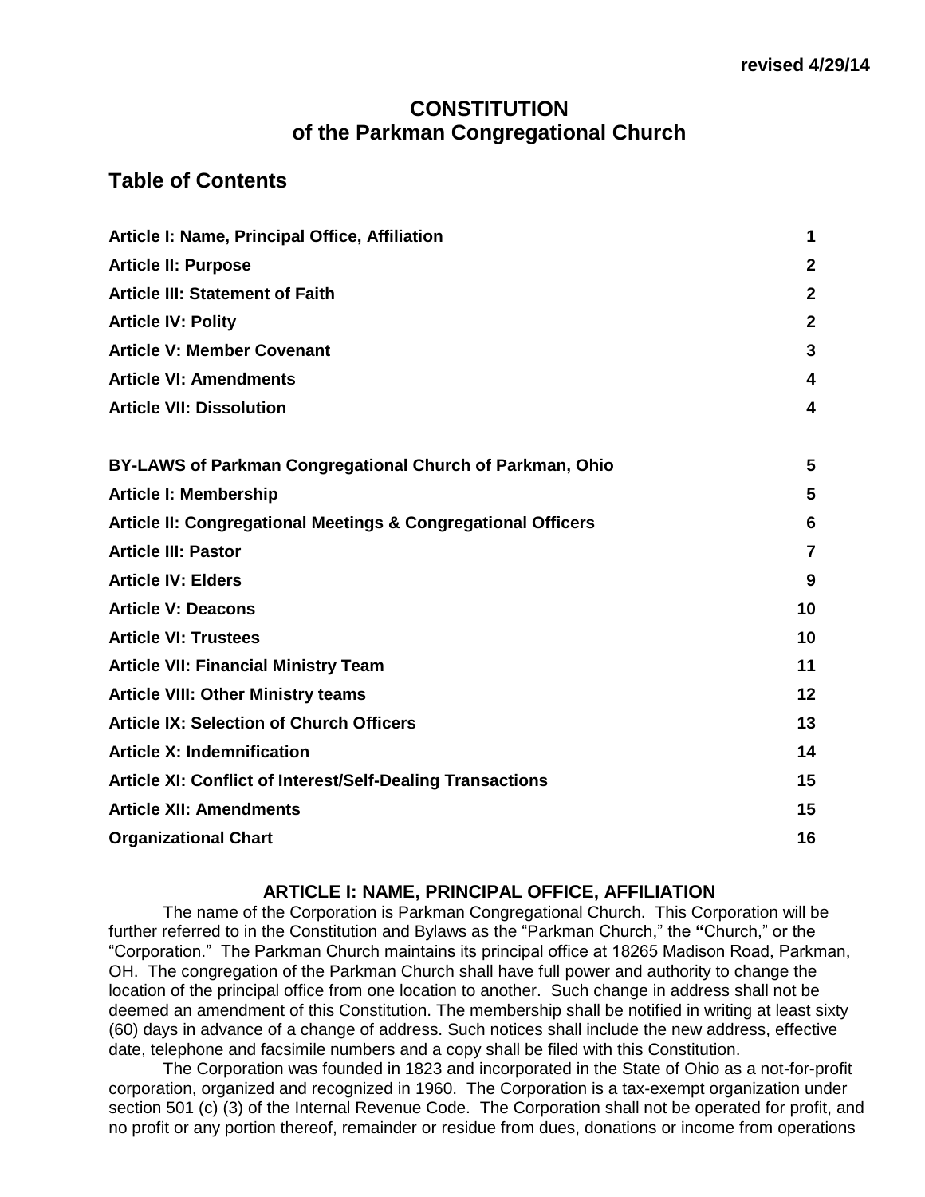**revised 4/29/14**

# CONSTITUTION
# of the Parkman Congregational Church

## Table of Contents

| | |
|---|---|
| **Article I: Name, Principal Office, Affiliation** | **1** |
| **Article II: Purpose** | **2** |
| **Article III: Statement of Faith** | **2** |
| **Article IV: Polity** | **2** |
| **Article V: Member Covenant** | **3** |
| **Article VI: Amendments** | **4** |
| **Article VII: Dissolution** | **4** |
| | |
| **BY-LAWS of Parkman Congregational Church of Parkman, Ohio** | **5** |
| **Article I: Membership** | **5** |
| **Article II: Congregational Meetings & Congregational Officers** | **6** |
| **Article III: Pastor** | **7** |
| **Article IV: Elders** | **9** |
| **Article V: Deacons** | **10** |
| **Article VI: Trustees** | **10** |
| **Article VII: Financial Ministry Team** | **11** |
| **Article VIII: Other Ministry teams** | **12** |
| **Article IX: Selection of Church Officers** | **13** |
| **Article X: Indemnification** | **14** |
| **Article XI: Conflict of Interest/Self-Dealing Transactions** | **15** |
| **Article XII: Amendments** | **15** |
| **Organizational Chart** | **16** |

### ARTICLE I: NAME, PRINCIPAL OFFICE, AFFILIATION

The name of the Corporation is Parkman Congregational Church. This Corporation will be further referred to in the Constitution and Bylaws as the "Parkman Church," the **"**Church," or the "Corporation." The Parkman Church maintains its principal office at 18265 Madison Road, Parkman, OH. The congregation of the Parkman Church shall have full power and authority to change the location of the principal office from one location to another. Such change in address shall not be deemed an amendment of this Constitution. The membership shall be notified in writing at least sixty (60) days in advance of a change of address. Such notices shall include the new address, effective date, telephone and facsimile numbers and a copy shall be filed with this Constitution.

The Corporation was founded in 1823 and incorporated in the State of Ohio as a not-for-profit corporation, organized and recognized in 1960. The Corporation is a tax-exempt organization under section 501 (c) (3) of the Internal Revenue Code. The Corporation shall not be operated for profit, and no profit or any portion thereof, remainder or residue from dues, donations or income from operations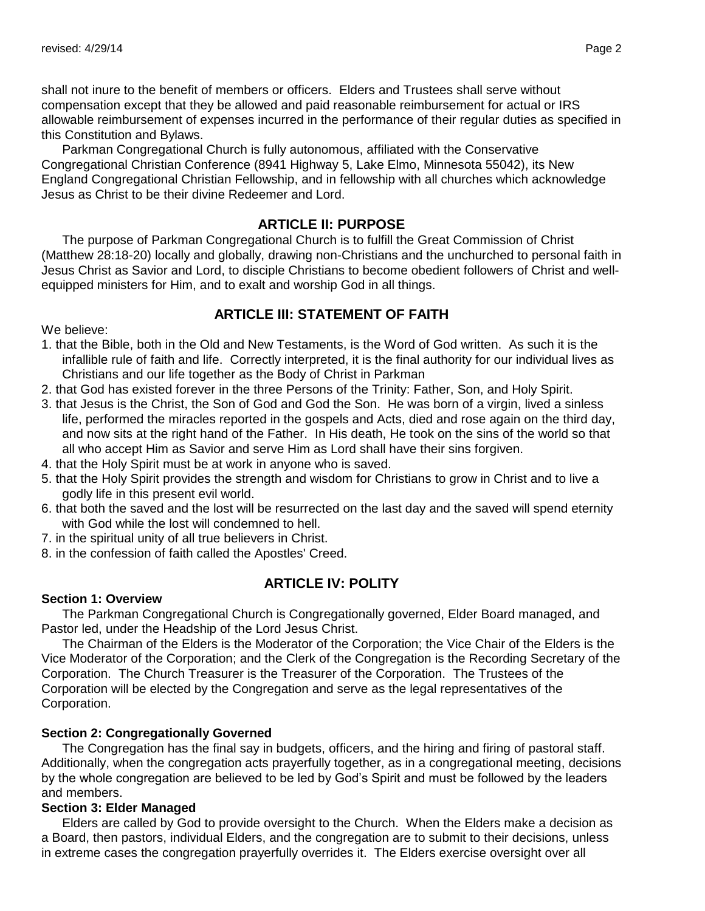shall not inure to the benefit of members or officers. Elders and Trustees shall serve without compensation except that they be allowed and paid reasonable reimbursement for actual or IRS allowable reimbursement of expenses incurred in the performance of their regular duties as specified in this Constitution and Bylaws.

Parkman Congregational Church is fully autonomous, affiliated with the Conservative Congregational Christian Conference (8941 Highway 5, Lake Elmo, Minnesota 55042), its New England Congregational Christian Fellowship, and in fellowship with all churches which acknowledge Jesus as Christ to be their divine Redeemer and Lord.

## ARTICLE II: PURPOSE

The purpose of Parkman Congregational Church is to fulfill the Great Commission of Christ (Matthew 28:18-20) locally and globally, drawing non-Christians and the unchurched to personal faith in Jesus Christ as Savior and Lord, to disciple Christians to become obedient followers of Christ and well-equipped ministers for Him, and to exalt and worship God in all things.

## ARTICLE III: STATEMENT OF FAITH

We believe:

1. that the Bible, both in the Old and New Testaments, is the Word of God written. As such it is the infallible rule of faith and life. Correctly interpreted, it is the final authority for our individual lives as Christians and our life together as the Body of Christ in Parkman
2. that God has existed forever in the three Persons of the Trinity: Father, Son, and Holy Spirit.
3. that Jesus is the Christ, the Son of God and God the Son. He was born of a virgin, lived a sinless life, performed the miracles reported in the gospels and Acts, died and rose again on the third day, and now sits at the right hand of the Father. In His death, He took on the sins of the world so that all who accept Him as Savior and serve Him as Lord shall have their sins forgiven.
4. that the Holy Spirit must be at work in anyone who is saved.
5. that the Holy Spirit provides the strength and wisdom for Christians to grow in Christ and to live a godly life in this present evil world.
6. that both the saved and the lost will be resurrected on the last day and the saved will spend eternity with God while the lost will condemned to hell.
7. in the spiritual unity of all true believers in Christ.
8. in the confession of faith called the Apostles' Creed.

## ARTICLE IV: POLITY

**Section 1: Overview**

The Parkman Congregational Church is Congregationally governed, Elder Board managed, and Pastor led, under the Headship of the Lord Jesus Christ.

The Chairman of the Elders is the Moderator of the Corporation; the Vice Chair of the Elders is the Vice Moderator of the Corporation; and the Clerk of the Congregation is the Recording Secretary of the Corporation. The Church Treasurer is the Treasurer of the Corporation. The Trustees of the Corporation will be elected by the Congregation and serve as the legal representatives of the Corporation.

**Section 2: Congregationally Governed**

The Congregation has the final say in budgets, officers, and the hiring and firing of pastoral staff. Additionally, when the congregation acts prayerfully together, as in a congregational meeting, decisions by the whole congregation are believed to be led by God's Spirit and must be followed by the leaders and members.

**Section 3: Elder Managed**

Elders are called by God to provide oversight to the Church. When the Elders make a decision as a Board, then pastors, individual Elders, and the congregation are to submit to their decisions, unless in extreme cases the congregation prayerfully overrides it. The Elders exercise oversight over all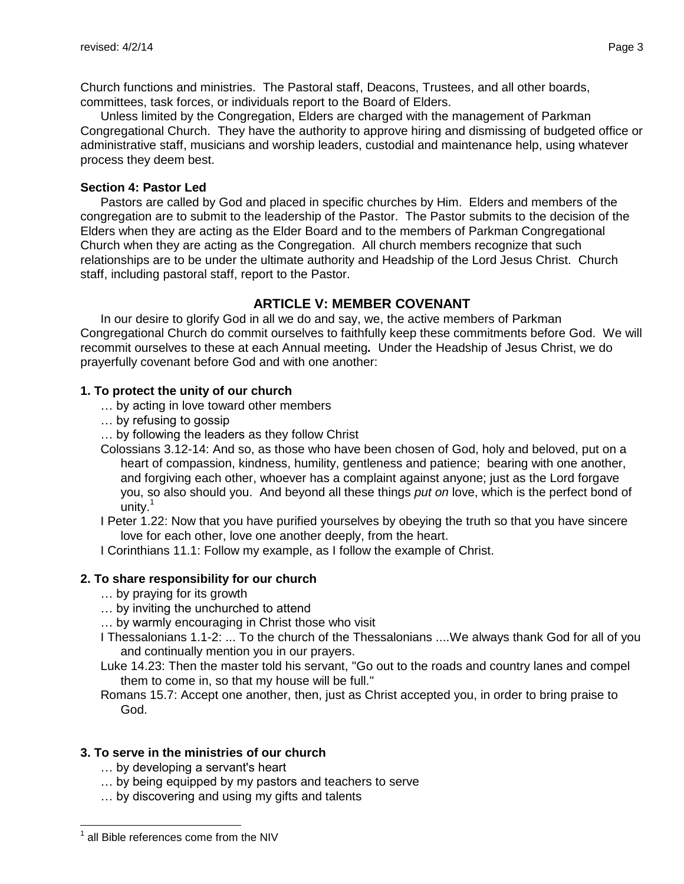Church functions and ministries. The Pastoral staff, Deacons, Trustees, and all other boards, committees, task forces, or individuals report to the Board of Elders.

Unless limited by the Congregation, Elders are charged with the management of Parkman Congregational Church. They have the authority to approve hiring and dismissing of budgeted office or administrative staff, musicians and worship leaders, custodial and maintenance help, using whatever process they deem best.

**Section 4: Pastor Led**

Pastors are called by God and placed in specific churches by Him. Elders and members of the congregation are to submit to the leadership of the Pastor. The Pastor submits to the decision of the Elders when they are acting as the Elder Board and to the members of Parkman Congregational Church when they are acting as the Congregation. All church members recognize that such relationships are to be under the ultimate authority and Headship of the Lord Jesus Christ. Church staff, including pastoral staff, report to the Pastor.

## ARTICLE V: MEMBER COVENANT

In our desire to glorify God in all we do and say, we, the active members of Parkman Congregational Church do commit ourselves to faithfully keep these commitments before God. We will recommit ourselves to these at each Annual meeting**.** Under the Headship of Jesus Christ, we do prayerfully covenant before God and with one another:

**1. To protect the unity of our church**

… by acting in love toward other members
… by refusing to gossip
… by following the leaders as they follow Christ

Colossians 3.12-14: And so, as those who have been chosen of God, holy and beloved, put on a heart of compassion, kindness, humility, gentleness and patience; bearing with one another, and forgiving each other, whoever has a complaint against anyone; just as the Lord forgave you, so also should you. And beyond all these things *put on* love, which is the perfect bond of unity.[1]

I Peter 1.22: Now that you have purified yourselves by obeying the truth so that you have sincere love for each other, love one another deeply, from the heart.

I Corinthians 11.1: Follow my example, as I follow the example of Christ.

**2. To share responsibility for our church**

… by praying for its growth
… by inviting the unchurched to attend
… by warmly encouraging in Christ those who visit

I Thessalonians 1.1-2: ... To the church of the Thessalonians ....We always thank God for all of you and continually mention you in our prayers.

Luke 14.23: Then the master told his servant, "Go out to the roads and country lanes and compel them to come in, so that my house will be full."

Romans 15.7: Accept one another, then, just as Christ accepted you, in order to bring praise to God.

**3. To serve in the ministries of our church**

… by developing a servant's heart
… by being equipped by my pastors and teachers to serve
… by discovering and using my gifts and talents

[1] all Bible references come from the NIV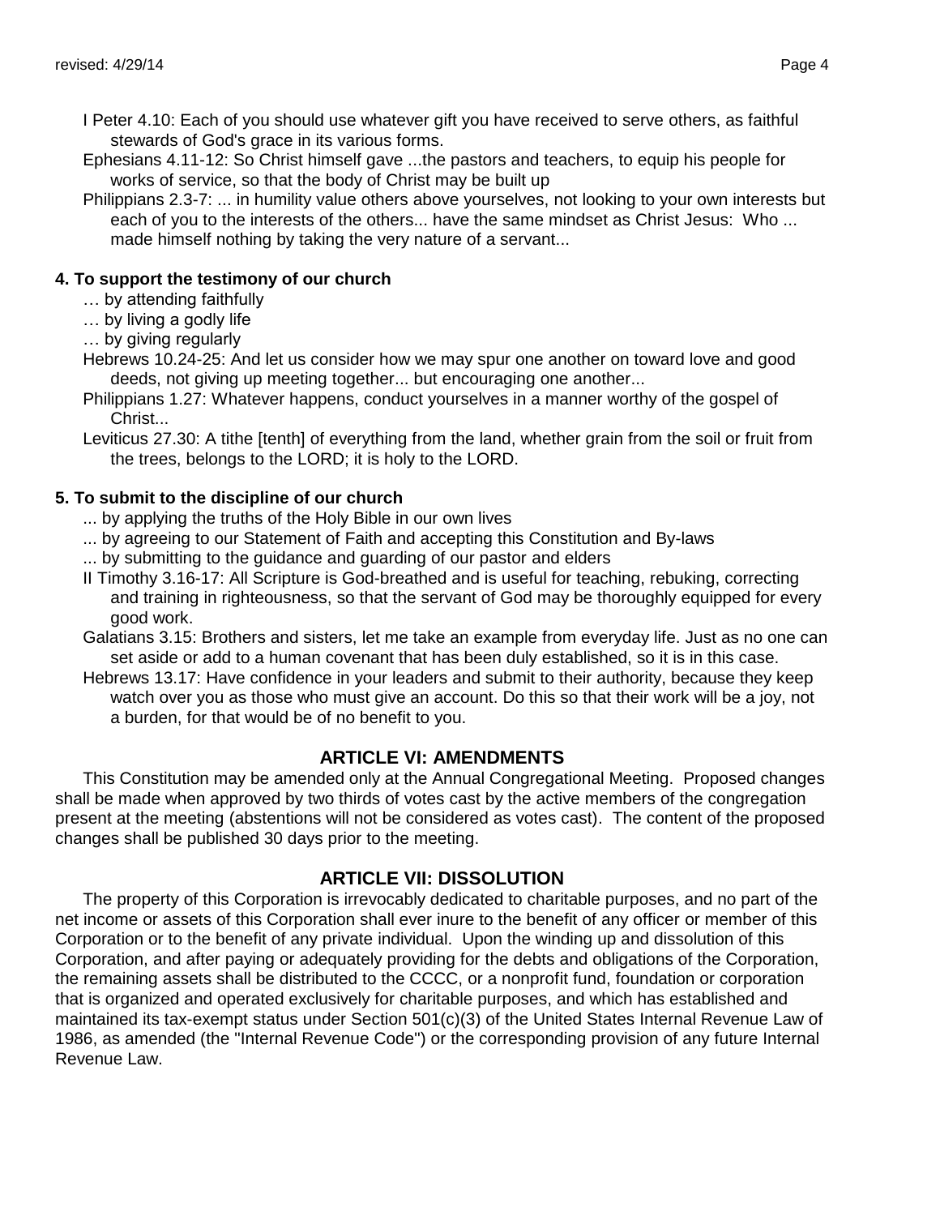I Peter 4.10: Each of you should use whatever gift you have received to serve others, as faithful stewards of God's grace in its various forms.

Ephesians 4.11-12: So Christ himself gave ...the pastors and teachers, to equip his people for works of service, so that the body of Christ may be built up

Philippians 2.3-7: ... in humility value others above yourselves, not looking to your own interests but each of you to the interests of the others... have the same mindset as Christ Jesus: Who ... made himself nothing by taking the very nature of a servant...

**4. To support the testimony of our church**

… by attending faithfully

… by living a godly life

… by giving regularly

Hebrews 10.24-25: And let us consider how we may spur one another on toward love and good deeds, not giving up meeting together... but encouraging one another...

Philippians 1.27: Whatever happens, conduct yourselves in a manner worthy of the gospel of Christ...

Leviticus 27.30: A tithe [tenth] of everything from the land, whether grain from the soil or fruit from the trees, belongs to the LORD; it is holy to the LORD.

**5. To submit to the discipline of our church**

... by applying the truths of the Holy Bible in our own lives

... by agreeing to our Statement of Faith and accepting this Constitution and By-laws

... by submitting to the guidance and guarding of our pastor and elders

II Timothy 3.16-17: All Scripture is God-breathed and is useful for teaching, rebuking, correcting and training in righteousness, so that the servant of God may be thoroughly equipped for every good work.

Galatians 3.15: Brothers and sisters, let me take an example from everyday life. Just as no one can set aside or add to a human covenant that has been duly established, so it is in this case.

Hebrews 13.17: Have confidence in your leaders and submit to their authority, because they keep watch over you as those who must give an account. Do this so that their work will be a joy, not a burden, for that would be of no benefit to you.

## ARTICLE VI: AMENDMENTS

This Constitution may be amended only at the Annual Congregational Meeting. Proposed changes shall be made when approved by two thirds of votes cast by the active members of the congregation present at the meeting (abstentions will not be considered as votes cast). The content of the proposed changes shall be published 30 days prior to the meeting.

## ARTICLE VII: DISSOLUTION

The property of this Corporation is irrevocably dedicated to charitable purposes, and no part of the net income or assets of this Corporation shall ever inure to the benefit of any officer or member of this Corporation or to the benefit of any private individual. Upon the winding up and dissolution of this Corporation, and after paying or adequately providing for the debts and obligations of the Corporation, the remaining assets shall be distributed to the CCCC, or a nonprofit fund, foundation or corporation that is organized and operated exclusively for charitable purposes, and which has established and maintained its tax-exempt status under Section 501(c)(3) of the United States Internal Revenue Law of 1986, as amended (the "Internal Revenue Code") or the corresponding provision of any future Internal Revenue Law.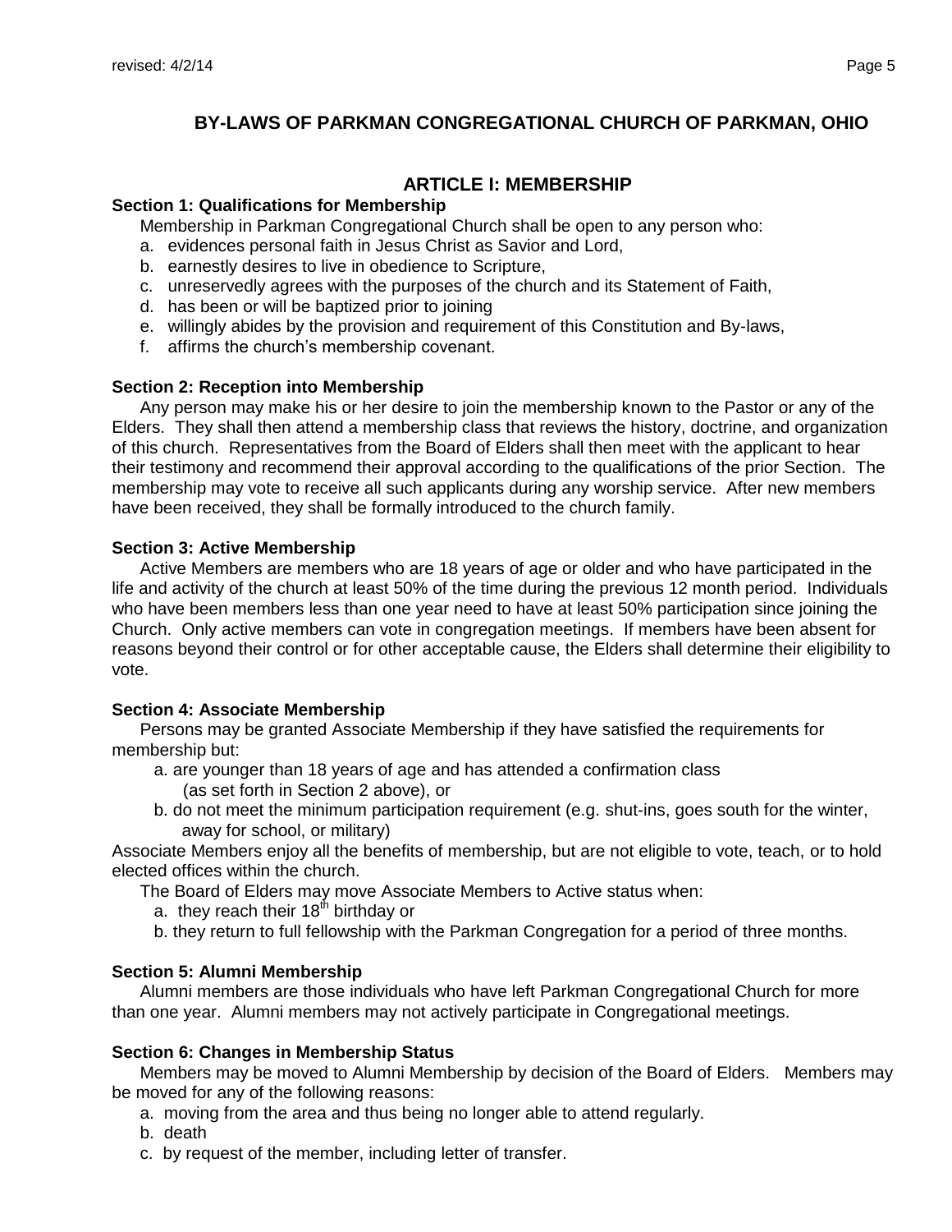# BY-LAWS OF PARKMAN CONGREGATIONAL CHURCH OF PARKMAN, OHIO

## ARTICLE I: MEMBERSHIP

**Section 1: Qualifications for Membership**

Membership in Parkman Congregational Church shall be open to any person who:

a. evidences personal faith in Jesus Christ as Savior and Lord,
b. earnestly desires to live in obedience to Scripture,
c. unreservedly agrees with the purposes of the church and its Statement of Faith,
d. has been or will be baptized prior to joining
e. willingly abides by the provision and requirement of this Constitution and By-laws,
f. affirms the church's membership covenant.

**Section 2: Reception into Membership**

Any person may make his or her desire to join the membership known to the Pastor or any of the Elders. They shall then attend a membership class that reviews the history, doctrine, and organization of this church. Representatives from the Board of Elders shall then meet with the applicant to hear their testimony and recommend their approval according to the qualifications of the prior Section. The membership may vote to receive all such applicants during any worship service. After new members have been received, they shall be formally introduced to the church family.

**Section 3: Active Membership**

Active Members are members who are 18 years of age or older and who have participated in the life and activity of the church at least 50% of the time during the previous 12 month period. Individuals who have been members less than one year need to have at least 50% participation since joining the Church. Only active members can vote in congregation meetings. If members have been absent for reasons beyond their control or for other acceptable cause, the Elders shall determine their eligibility to vote.

**Section 4: Associate Membership**

Persons may be granted Associate Membership if they have satisfied the requirements for membership but:

a. are younger than 18 years of age and has attended a confirmation class (as set forth in Section 2 above), or
b. do not meet the minimum participation requirement (e.g. shut-ins, goes south for the winter, away for school, or military)

Associate Members enjoy all the benefits of membership, but are not eligible to vote, teach, or to hold elected offices within the church.

The Board of Elders may move Associate Members to Active status when:

a. they reach their 18th birthday or
b. they return to full fellowship with the Parkman Congregation for a period of three months.

**Section 5: Alumni Membership**

Alumni members are those individuals who have left Parkman Congregational Church for more than one year. Alumni members may not actively participate in Congregational meetings.

**Section 6: Changes in Membership Status**

Members may be moved to Alumni Membership by decision of the Board of Elders. Members may be moved for any of the following reasons:

a. moving from the area and thus being no longer able to attend regularly.
b. death
c. by request of the member, including letter of transfer.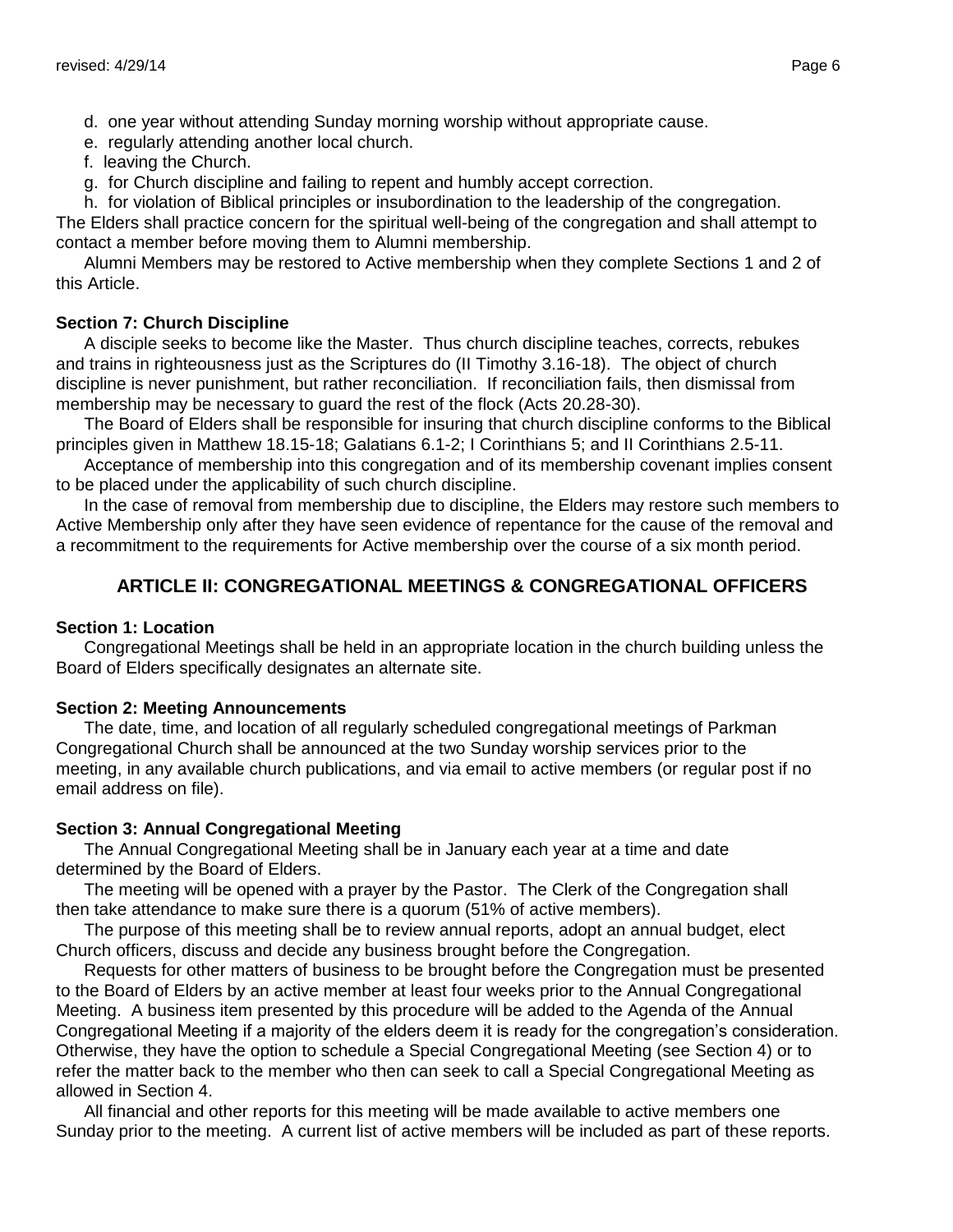d. one year without attending Sunday morning worship without appropriate cause.
e. regularly attending another local church.
f. leaving the Church.
g. for Church discipline and failing to repent and humbly accept correction.
h. for violation of Biblical principles or insubordination to the leadership of the congregation.

The Elders shall practice concern for the spiritual well-being of the congregation and shall attempt to contact a member before moving them to Alumni membership.

Alumni Members may be restored to Active membership when they complete Sections 1 and 2 of this Article.

**Section 7: Church Discipline**

A disciple seeks to become like the Master. Thus church discipline teaches, corrects, rebukes and trains in righteousness just as the Scriptures do (II Timothy 3.16-18). The object of church discipline is never punishment, but rather reconciliation. If reconciliation fails, then dismissal from membership may be necessary to guard the rest of the flock (Acts 20.28-30).

The Board of Elders shall be responsible for insuring that church discipline conforms to the Biblical principles given in Matthew 18.15-18; Galatians 6.1-2; I Corinthians 5; and II Corinthians 2.5-11.

Acceptance of membership into this congregation and of its membership covenant implies consent to be placed under the applicability of such church discipline.

In the case of removal from membership due to discipline, the Elders may restore such members to Active Membership only after they have seen evidence of repentance for the cause of the removal and a recommitment to the requirements for Active membership over the course of a six month period.

## ARTICLE II: CONGREGATIONAL MEETINGS & CONGREGATIONAL OFFICERS

**Section 1: Location**

Congregational Meetings shall be held in an appropriate location in the church building unless the Board of Elders specifically designates an alternate site.

**Section 2: Meeting Announcements**

The date, time, and location of all regularly scheduled congregational meetings of Parkman Congregational Church shall be announced at the two Sunday worship services prior to the meeting, in any available church publications, and via email to active members (or regular post if no email address on file).

**Section 3: Annual Congregational Meeting**

The Annual Congregational Meeting shall be in January each year at a time and date determined by the Board of Elders.

The meeting will be opened with a prayer by the Pastor. The Clerk of the Congregation shall then take attendance to make sure there is a quorum (51% of active members).

The purpose of this meeting shall be to review annual reports, adopt an annual budget, elect Church officers, discuss and decide any business brought before the Congregation.

Requests for other matters of business to be brought before the Congregation must be presented to the Board of Elders by an active member at least four weeks prior to the Annual Congregational Meeting. A business item presented by this procedure will be added to the Agenda of the Annual Congregational Meeting if a majority of the elders deem it is ready for the congregation's consideration. Otherwise, they have the option to schedule a Special Congregational Meeting (see Section 4) or to refer the matter back to the member who then can seek to call a Special Congregational Meeting as allowed in Section 4.

All financial and other reports for this meeting will be made available to active members one Sunday prior to the meeting. A current list of active members will be included as part of these reports.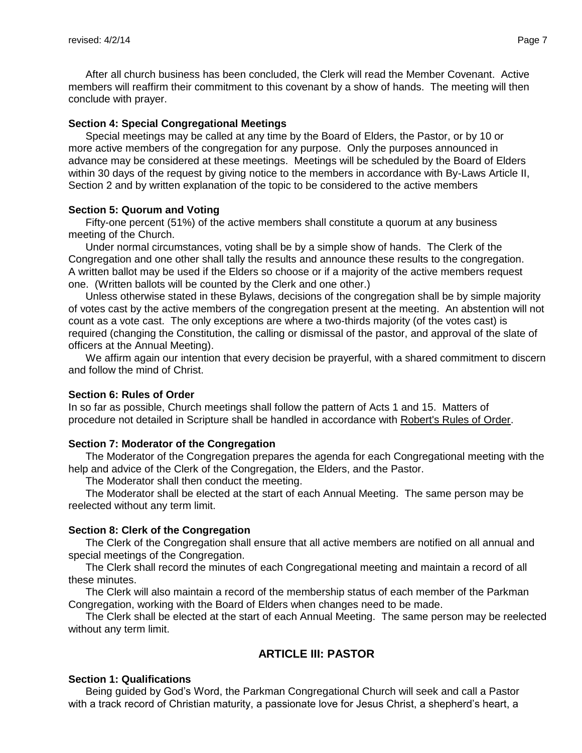After all church business has been concluded, the Clerk will read the Member Covenant. Active members will reaffirm their commitment to this covenant by a show of hands. The meeting will then conclude with prayer.

**Section 4: Special Congregational Meetings**

Special meetings may be called at any time by the Board of Elders, the Pastor, or by 10 or more active members of the congregation for any purpose. Only the purposes announced in advance may be considered at these meetings. Meetings will be scheduled by the Board of Elders within 30 days of the request by giving notice to the members in accordance with By-Laws Article II, Section 2 and by written explanation of the topic to be considered to the active members

**Section 5: Quorum and Voting**

Fifty-one percent (51%) of the active members shall constitute a quorum at any business meeting of the Church.

Under normal circumstances, voting shall be by a simple show of hands. The Clerk of the Congregation and one other shall tally the results and announce these results to the congregation. A written ballot may be used if the Elders so choose or if a majority of the active members request one. (Written ballots will be counted by the Clerk and one other.)

Unless otherwise stated in these Bylaws, decisions of the congregation shall be by simple majority of votes cast by the active members of the congregation present at the meeting. An abstention will not count as a vote cast. The only exceptions are where a two-thirds majority (of the votes cast) is required (changing the Constitution, the calling or dismissal of the pastor, and approval of the slate of officers at the Annual Meeting).

We affirm again our intention that every decision be prayerful, with a shared commitment to discern and follow the mind of Christ.

**Section 6: Rules of Order**

In so far as possible, Church meetings shall follow the pattern of Acts 1 and 15. Matters of procedure not detailed in Scripture shall be handled in accordance with Robert's Rules of Order.

**Section 7: Moderator of the Congregation**

The Moderator of the Congregation prepares the agenda for each Congregational meeting with the help and advice of the Clerk of the Congregation, the Elders, and the Pastor.

The Moderator shall then conduct the meeting.

The Moderator shall be elected at the start of each Annual Meeting. The same person may be reelected without any term limit.

**Section 8: Clerk of the Congregation**

The Clerk of the Congregation shall ensure that all active members are notified on all annual and special meetings of the Congregation.

The Clerk shall record the minutes of each Congregational meeting and maintain a record of all these minutes.

The Clerk will also maintain a record of the membership status of each member of the Parkman Congregation, working with the Board of Elders when changes need to be made.

The Clerk shall be elected at the start of each Annual Meeting. The same person may be reelected without any term limit.

## ARTICLE III: PASTOR

**Section 1: Qualifications**

Being guided by God's Word, the Parkman Congregational Church will seek and call a Pastor with a track record of Christian maturity, a passionate love for Jesus Christ, a shepherd's heart, a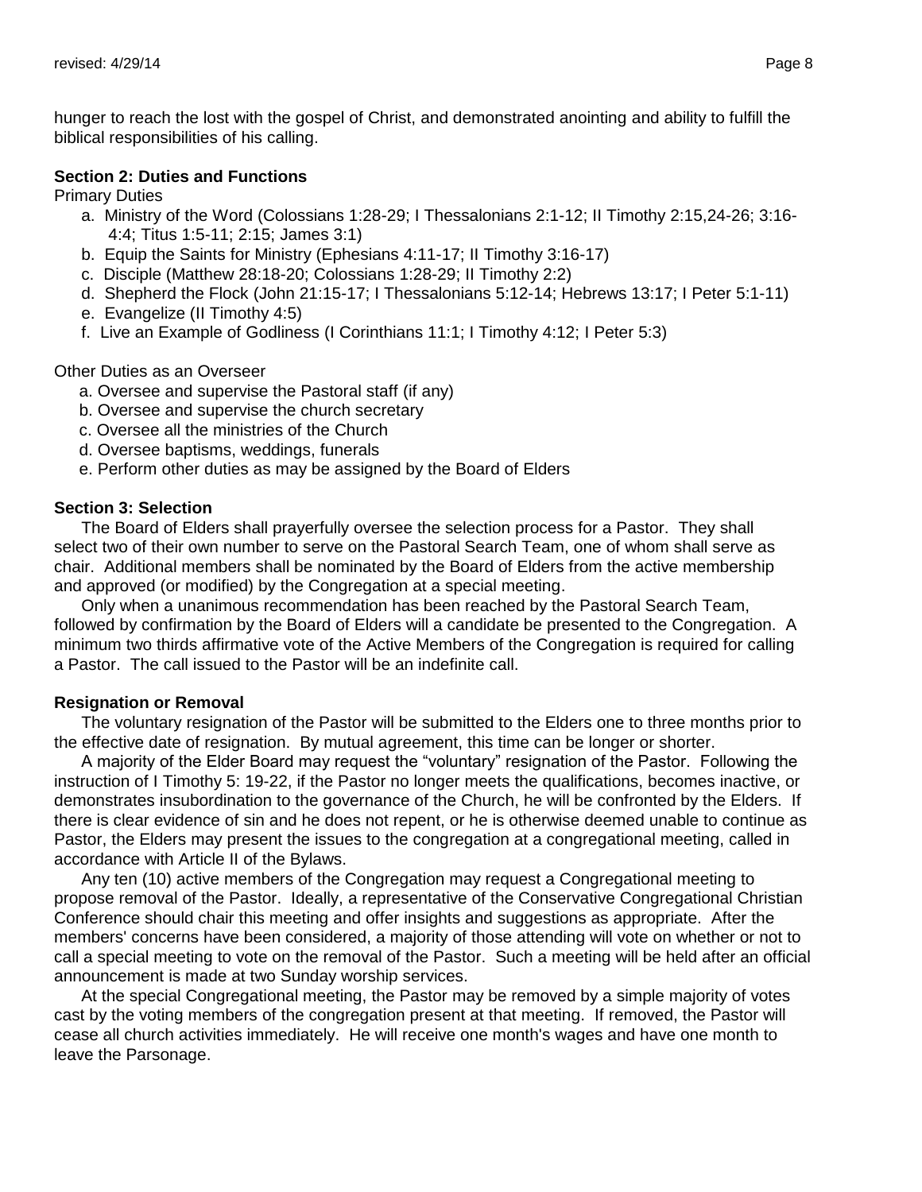hunger to reach the lost with the gospel of Christ, and demonstrated anointing and ability to fulfill the biblical responsibilities of his calling.

**Section 2: Duties and Functions**

Primary Duties

a. Ministry of the Word (Colossians 1:28-29; I Thessalonians 2:1-12; II Timothy 2:15,24-26; 3:16-4:4; Titus 1:5-11; 2:15; James 3:1)
b. Equip the Saints for Ministry (Ephesians 4:11-17; II Timothy 3:16-17)
c. Disciple (Matthew 28:18-20; Colossians 1:28-29; II Timothy 2:2)
d. Shepherd the Flock (John 21:15-17; I Thessalonians 5:12-14; Hebrews 13:17; I Peter 5:1-11)
e. Evangelize (II Timothy 4:5)
f. Live an Example of Godliness (I Corinthians 11:1; I Timothy 4:12; I Peter 5:3)

Other Duties as an Overseer

a. Oversee and supervise the Pastoral staff (if any)
b. Oversee and supervise the church secretary
c. Oversee all the ministries of the Church
d. Oversee baptisms, weddings, funerals
e. Perform other duties as may be assigned by the Board of Elders

**Section 3: Selection**

The Board of Elders shall prayerfully oversee the selection process for a Pastor. They shall select two of their own number to serve on the Pastoral Search Team, one of whom shall serve as chair. Additional members shall be nominated by the Board of Elders from the active membership and approved (or modified) by the Congregation at a special meeting.

Only when a unanimous recommendation has been reached by the Pastoral Search Team, followed by confirmation by the Board of Elders will a candidate be presented to the Congregation. A minimum two thirds affirmative vote of the Active Members of the Congregation is required for calling a Pastor. The call issued to the Pastor will be an indefinite call.

**Resignation or Removal**

The voluntary resignation of the Pastor will be submitted to the Elders one to three months prior to the effective date of resignation. By mutual agreement, this time can be longer or shorter.

A majority of the Elder Board may request the "voluntary" resignation of the Pastor. Following the instruction of I Timothy 5: 19-22, if the Pastor no longer meets the qualifications, becomes inactive, or demonstrates insubordination to the governance of the Church, he will be confronted by the Elders. If there is clear evidence of sin and he does not repent, or he is otherwise deemed unable to continue as Pastor, the Elders may present the issues to the congregation at a congregational meeting, called in accordance with Article II of the Bylaws.

Any ten (10) active members of the Congregation may request a Congregational meeting to propose removal of the Pastor. Ideally, a representative of the Conservative Congregational Christian Conference should chair this meeting and offer insights and suggestions as appropriate. After the members' concerns have been considered, a majority of those attending will vote on whether or not to call a special meeting to vote on the removal of the Pastor. Such a meeting will be held after an official announcement is made at two Sunday worship services.

At the special Congregational meeting, the Pastor may be removed by a simple majority of votes cast by the voting members of the congregation present at that meeting. If removed, the Pastor will cease all church activities immediately. He will receive one month's wages and have one month to leave the Parsonage.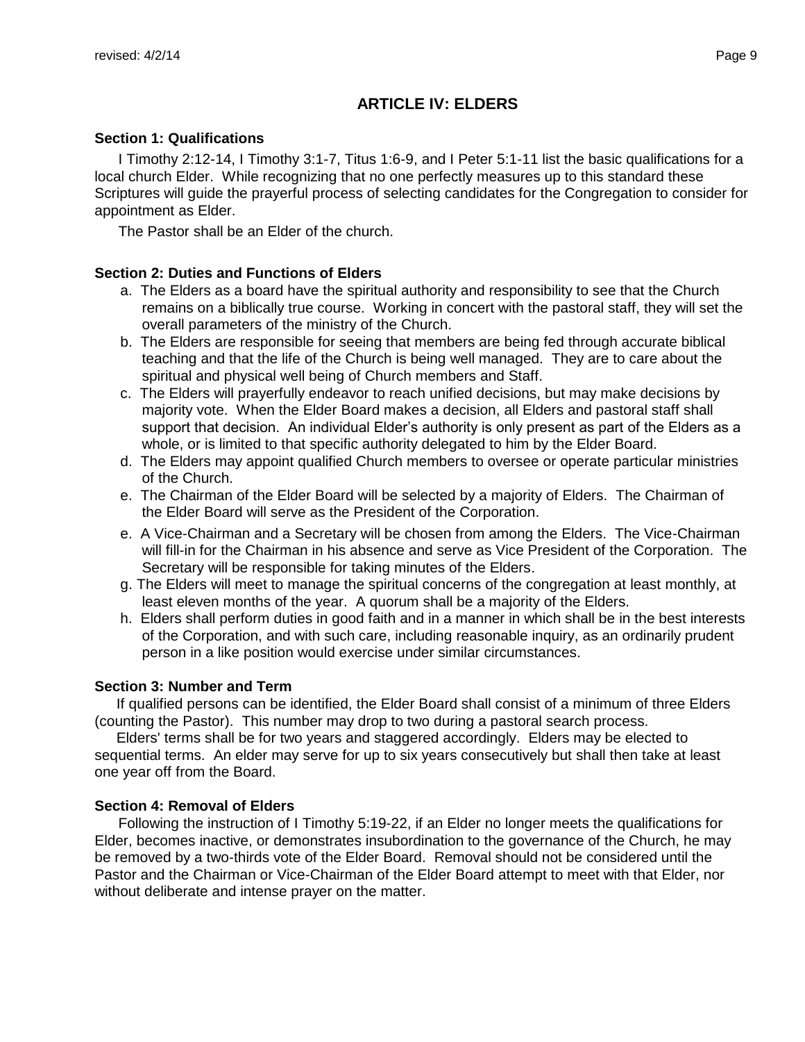# ARTICLE IV: ELDERS

**Section 1: Qualifications**

I Timothy 2:12-14, I Timothy 3:1-7, Titus 1:6-9, and I Peter 5:1-11 list the basic qualifications for a local church Elder. While recognizing that no one perfectly measures up to this standard these Scriptures will guide the prayerful process of selecting candidates for the Congregation to consider for appointment as Elder.

The Pastor shall be an Elder of the church.

**Section 2: Duties and Functions of Elders**

a. The Elders as a board have the spiritual authority and responsibility to see that the Church remains on a biblically true course. Working in concert with the pastoral staff, they will set the overall parameters of the ministry of the Church.

b. The Elders are responsible for seeing that members are being fed through accurate biblical teaching and that the life of the Church is being well managed. They are to care about the spiritual and physical well being of Church members and Staff.

c. The Elders will prayerfully endeavor to reach unified decisions, but may make decisions by majority vote. When the Elder Board makes a decision, all Elders and pastoral staff shall support that decision. An individual Elder's authority is only present as part of the Elders as a whole, or is limited to that specific authority delegated to him by the Elder Board.

d. The Elders may appoint qualified Church members to oversee or operate particular ministries of the Church.

e. The Chairman of the Elder Board will be selected by a majority of Elders. The Chairman of the Elder Board will serve as the President of the Corporation.

e. A Vice-Chairman and a Secretary will be chosen from among the Elders. The Vice-Chairman will fill-in for the Chairman in his absence and serve as Vice President of the Corporation. The Secretary will be responsible for taking minutes of the Elders.

g. The Elders will meet to manage the spiritual concerns of the congregation at least monthly, at least eleven months of the year. A quorum shall be a majority of the Elders.

h. Elders shall perform duties in good faith and in a manner in which shall be in the best interests of the Corporation, and with such care, including reasonable inquiry, as an ordinarily prudent person in a like position would exercise under similar circumstances.

**Section 3: Number and Term**

If qualified persons can be identified, the Elder Board shall consist of a minimum of three Elders (counting the Pastor). This number may drop to two during a pastoral search process.

Elders' terms shall be for two years and staggered accordingly. Elders may be elected to sequential terms. An elder may serve for up to six years consecutively but shall then take at least one year off from the Board.

**Section 4: Removal of Elders**

Following the instruction of I Timothy 5:19-22, if an Elder no longer meets the qualifications for Elder, becomes inactive, or demonstrates insubordination to the governance of the Church, he may be removed by a two-thirds vote of the Elder Board. Removal should not be considered until the Pastor and the Chairman or Vice-Chairman of the Elder Board attempt to meet with that Elder, nor without deliberate and intense prayer on the matter.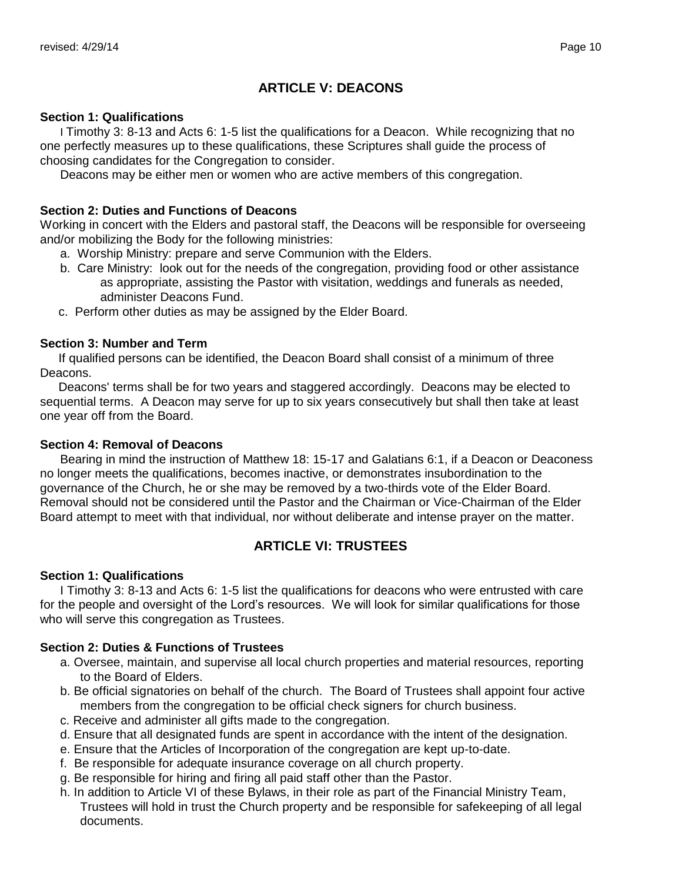## ARTICLE V: DEACONS

**Section 1: Qualifications**

I Timothy 3: 8-13 and Acts 6: 1-5 list the qualifications for a Deacon. While recognizing that no one perfectly measures up to these qualifications, these Scriptures shall guide the process of choosing candidates for the Congregation to consider.

Deacons may be either men or women who are active members of this congregation.

**Section 2: Duties and Functions of Deacons**

Working in concert with the Elders and pastoral staff, the Deacons will be responsible for overseeing and/or mobilizing the Body for the following ministries:

a. Worship Ministry: prepare and serve Communion with the Elders.
b. Care Ministry: look out for the needs of the congregation, providing food or other assistance as appropriate, assisting the Pastor with visitation, weddings and funerals as needed, administer Deacons Fund.
c. Perform other duties as may be assigned by the Elder Board.

**Section 3: Number and Term**

If qualified persons can be identified, the Deacon Board shall consist of a minimum of three Deacons.

Deacons' terms shall be for two years and staggered accordingly. Deacons may be elected to sequential terms. A Deacon may serve for up to six years consecutively but shall then take at least one year off from the Board.

**Section 4: Removal of Deacons**

Bearing in mind the instruction of Matthew 18: 15-17 and Galatians 6:1, if a Deacon or Deaconess no longer meets the qualifications, becomes inactive, or demonstrates insubordination to the governance of the Church, he or she may be removed by a two-thirds vote of the Elder Board. Removal should not be considered until the Pastor and the Chairman or Vice-Chairman of the Elder Board attempt to meet with that individual, nor without deliberate and intense prayer on the matter.

## ARTICLE VI: TRUSTEES

**Section 1: Qualifications**

I Timothy 3: 8-13 and Acts 6: 1-5 list the qualifications for deacons who were entrusted with care for the people and oversight of the Lord's resources. We will look for similar qualifications for those who will serve this congregation as Trustees.

**Section 2: Duties & Functions of Trustees**

a. Oversee, maintain, and supervise all local church properties and material resources, reporting to the Board of Elders.
b. Be official signatories on behalf of the church. The Board of Trustees shall appoint four active members from the congregation to be official check signers for church business.
c. Receive and administer all gifts made to the congregation.
d. Ensure that all designated funds are spent in accordance with the intent of the designation.
e. Ensure that the Articles of Incorporation of the congregation are kept up-to-date.
f. Be responsible for adequate insurance coverage on all church property.
g. Be responsible for hiring and firing all paid staff other than the Pastor.
h. In addition to Article VI of these Bylaws, in their role as part of the Financial Ministry Team, Trustees will hold in trust the Church property and be responsible for safekeeping of all legal documents.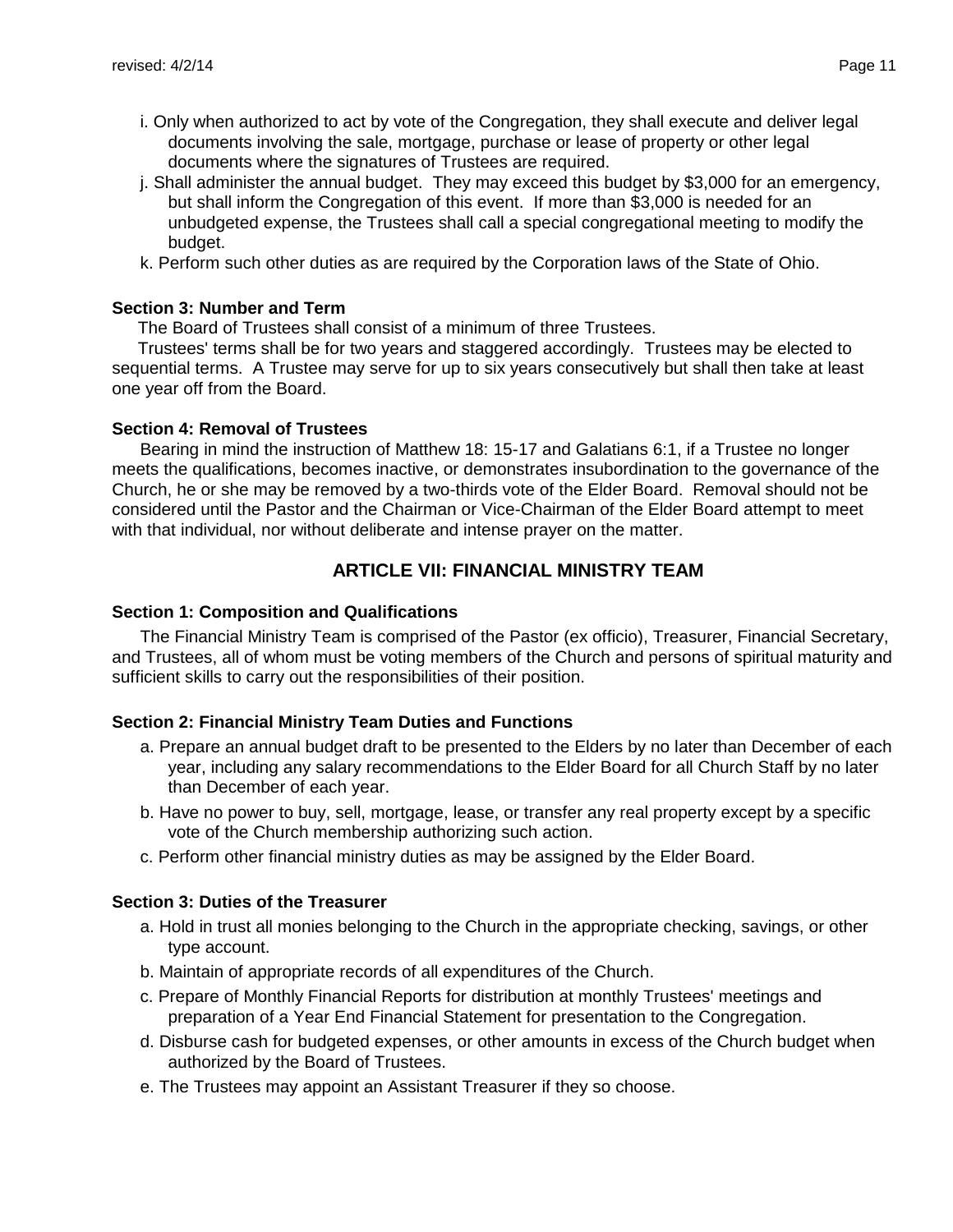i. Only when authorized to act by vote of the Congregation, they shall execute and deliver legal documents involving the sale, mortgage, purchase or lease of property or other legal documents where the signatures of Trustees are required.

j. Shall administer the annual budget. They may exceed this budget by $3,000 for an emergency, but shall inform the Congregation of this event. If more than $3,000 is needed for an unbudgeted expense, the Trustees shall call a special congregational meeting to modify the budget.

k. Perform such other duties as are required by the Corporation laws of the State of Ohio.

**Section 3: Number and Term**

The Board of Trustees shall consist of a minimum of three Trustees.

Trustees' terms shall be for two years and staggered accordingly. Trustees may be elected to sequential terms. A Trustee may serve for up to six years consecutively but shall then take at least one year off from the Board.

**Section 4: Removal of Trustees**

Bearing in mind the instruction of Matthew 18: 15-17 and Galatians 6:1, if a Trustee no longer meets the qualifications, becomes inactive, or demonstrates insubordination to the governance of the Church, he or she may be removed by a two-thirds vote of the Elder Board. Removal should not be considered until the Pastor and the Chairman or Vice-Chairman of the Elder Board attempt to meet with that individual, nor without deliberate and intense prayer on the matter.

## ARTICLE VII: FINANCIAL MINISTRY TEAM

**Section 1: Composition and Qualifications**

The Financial Ministry Team is comprised of the Pastor (ex officio), Treasurer, Financial Secretary, and Trustees, all of whom must be voting members of the Church and persons of spiritual maturity and sufficient skills to carry out the responsibilities of their position.

**Section 2: Financial Ministry Team Duties and Functions**

a. Prepare an annual budget draft to be presented to the Elders by no later than December of each year, including any salary recommendations to the Elder Board for all Church Staff by no later than December of each year.

b. Have no power to buy, sell, mortgage, lease, or transfer any real property except by a specific vote of the Church membership authorizing such action.

c. Perform other financial ministry duties as may be assigned by the Elder Board.

**Section 3: Duties of the Treasurer**

a. Hold in trust all monies belonging to the Church in the appropriate checking, savings, or other type account.

b. Maintain of appropriate records of all expenditures of the Church.

c. Prepare of Monthly Financial Reports for distribution at monthly Trustees' meetings and preparation of a Year End Financial Statement for presentation to the Congregation.

d. Disburse cash for budgeted expenses, or other amounts in excess of the Church budget when authorized by the Board of Trustees.

e. The Trustees may appoint an Assistant Treasurer if they so choose.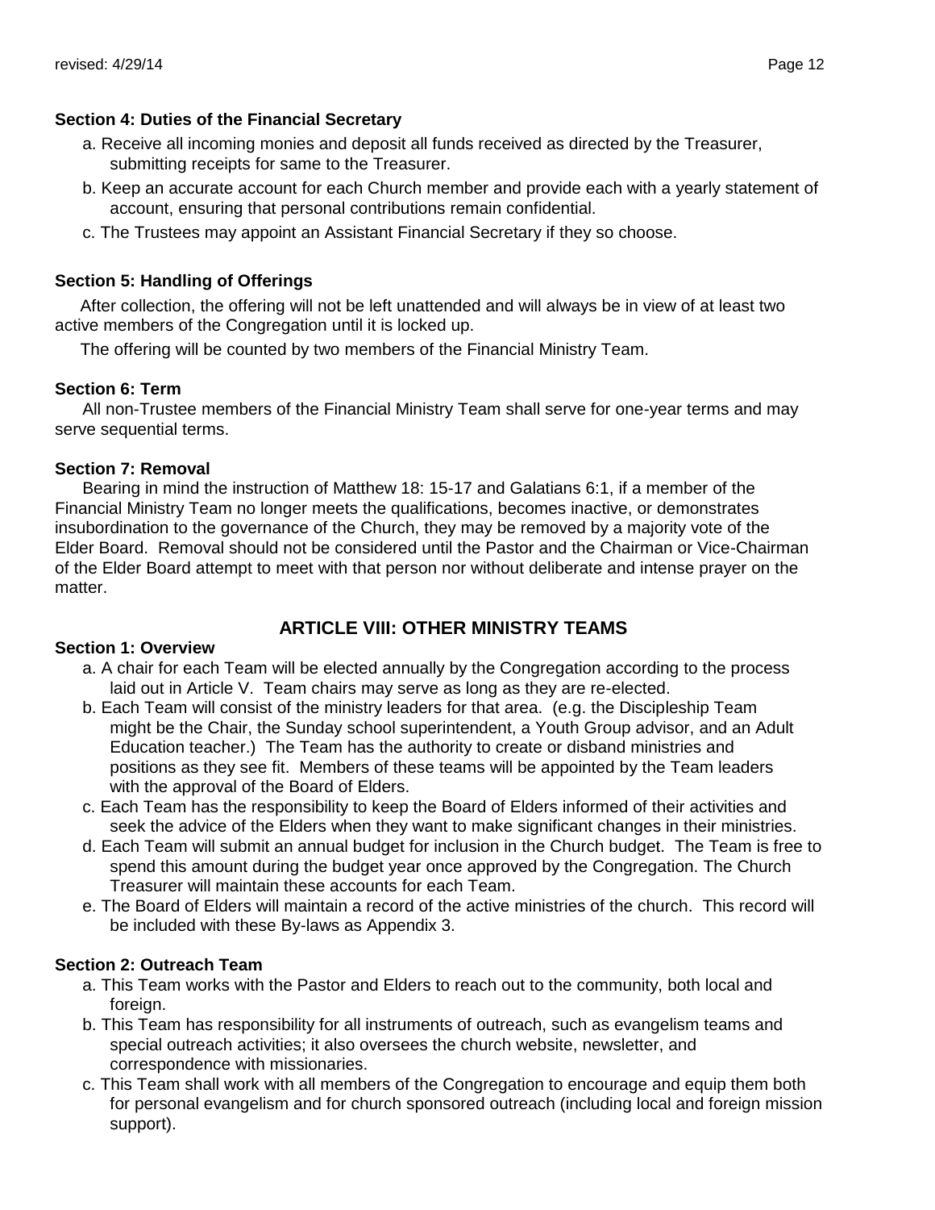**Section 4: Duties of the Financial Secretary**

a. Receive all incoming monies and deposit all funds received as directed by the Treasurer, submitting receipts for same to the Treasurer.

b. Keep an accurate account for each Church member and provide each with a yearly statement of account, ensuring that personal contributions remain confidential.

c. The Trustees may appoint an Assistant Financial Secretary if they so choose.

**Section 5: Handling of Offerings**

After collection, the offering will not be left unattended and will always be in view of at least two active members of the Congregation until it is locked up.

The offering will be counted by two members of the Financial Ministry Team.

**Section 6: Term**

All non-Trustee members of the Financial Ministry Team shall serve for one-year terms and may serve sequential terms.

**Section 7: Removal**

Bearing in mind the instruction of Matthew 18: 15-17 and Galatians 6:1, if a member of the Financial Ministry Team no longer meets the qualifications, becomes inactive, or demonstrates insubordination to the governance of the Church, they may be removed by a majority vote of the Elder Board. Removal should not be considered until the Pastor and the Chairman or Vice-Chairman of the Elder Board attempt to meet with that person nor without deliberate and intense prayer on the matter.

## ARTICLE VIII: OTHER MINISTRY TEAMS

**Section 1: Overview**

a. A chair for each Team will be elected annually by the Congregation according to the process laid out in Article V. Team chairs may serve as long as they are re-elected.

b. Each Team will consist of the ministry leaders for that area. (e.g. the Discipleship Team might be the Chair, the Sunday school superintendent, a Youth Group advisor, and an Adult Education teacher.) The Team has the authority to create or disband ministries and positions as they see fit. Members of these teams will be appointed by the Team leaders with the approval of the Board of Elders.

c. Each Team has the responsibility to keep the Board of Elders informed of their activities and seek the advice of the Elders when they want to make significant changes in their ministries.

d. Each Team will submit an annual budget for inclusion in the Church budget. The Team is free to spend this amount during the budget year once approved by the Congregation. The Church Treasurer will maintain these accounts for each Team.

e. The Board of Elders will maintain a record of the active ministries of the church. This record will be included with these By-laws as Appendix 3.

**Section 2: Outreach Team**

a. This Team works with the Pastor and Elders to reach out to the community, both local and foreign.

b. This Team has responsibility for all instruments of outreach, such as evangelism teams and special outreach activities; it also oversees the church website, newsletter, and correspondence with missionaries.

c. This Team shall work with all members of the Congregation to encourage and equip them both for personal evangelism and for church sponsored outreach (including local and foreign mission support).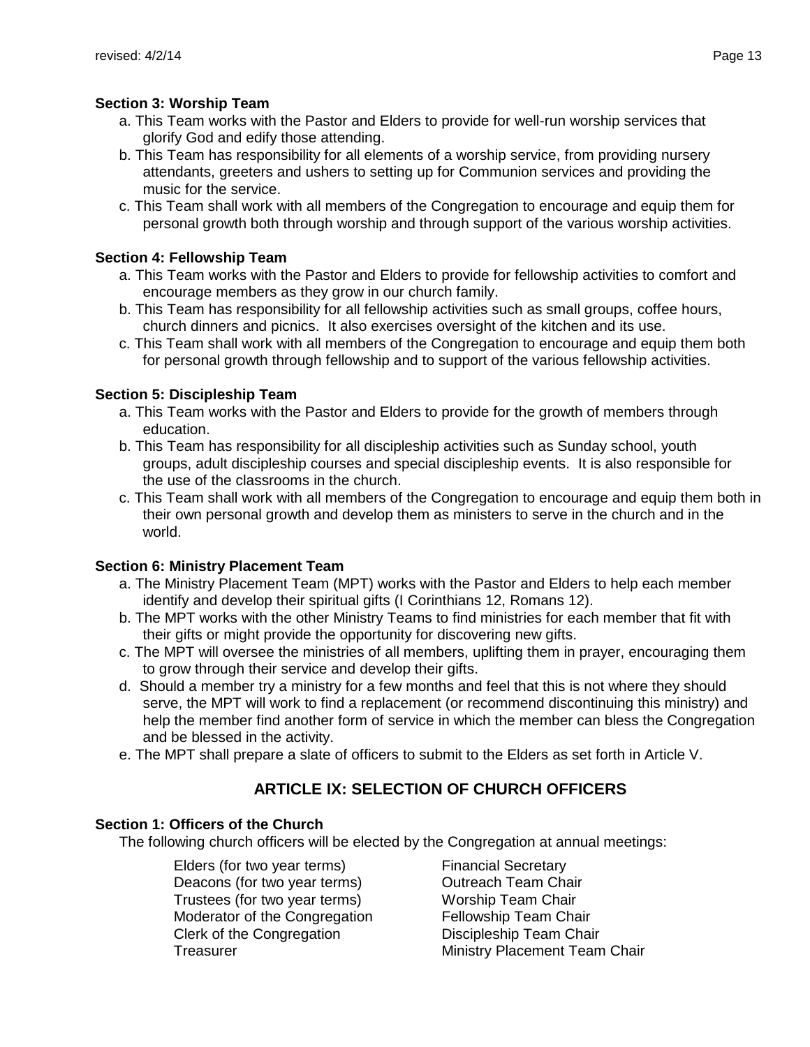**Section 3: Worship Team**

a. This Team works with the Pastor and Elders to provide for well-run worship services that glorify God and edify those attending.
b. This Team has responsibility for all elements of a worship service, from providing nursery attendants, greeters and ushers to setting up for Communion services and providing the music for the service.
c. This Team shall work with all members of the Congregation to encourage and equip them for personal growth both through worship and through support of the various worship activities.

**Section 4: Fellowship Team**

a. This Team works with the Pastor and Elders to provide for fellowship activities to comfort and encourage members as they grow in our church family.
b. This Team has responsibility for all fellowship activities such as small groups, coffee hours, church dinners and picnics. It also exercises oversight of the kitchen and its use.
c. This Team shall work with all members of the Congregation to encourage and equip them both for personal growth through fellowship and to support of the various fellowship activities.

**Section 5: Discipleship Team**

a. This Team works with the Pastor and Elders to provide for the growth of members through education.
b. This Team has responsibility for all discipleship activities such as Sunday school, youth groups, adult discipleship courses and special discipleship events. It is also responsible for the use of the classrooms in the church.
c. This Team shall work with all members of the Congregation to encourage and equip them both in their own personal growth and develop them as ministers to serve in the church and in the world.

**Section 6: Ministry Placement Team**

a. The Ministry Placement Team (MPT) works with the Pastor and Elders to help each member identify and develop their spiritual gifts (I Corinthians 12, Romans 12).
b. The MPT works with the other Ministry Teams to find ministries for each member that fit with their gifts or might provide the opportunity for discovering new gifts.
c. The MPT will oversee the ministries of all members, uplifting them in prayer, encouraging them to grow through their service and develop their gifts.
d. Should a member try a ministry for a few months and feel that this is not where they should serve, the MPT will work to find a replacement (or recommend discontinuing this ministry) and help the member find another form of service in which the member can bless the Congregation and be blessed in the activity.
e. The MPT shall prepare a slate of officers to submit to the Elders as set forth in Article V.

## ARTICLE IX: SELECTION OF CHURCH OFFICERS

**Section 1: Officers of the Church**

The following church officers will be elected by the Congregation at annual meetings:

- Elders (for two year terms)
- Deacons (for two year terms)
- Trustees (for two year terms)
- Moderator of the Congregation
- Clerk of the Congregation
- Treasurer
- Financial Secretary
- Outreach Team Chair
- Worship Team Chair
- Fellowship Team Chair
- Discipleship Team Chair
- Ministry Placement Team Chair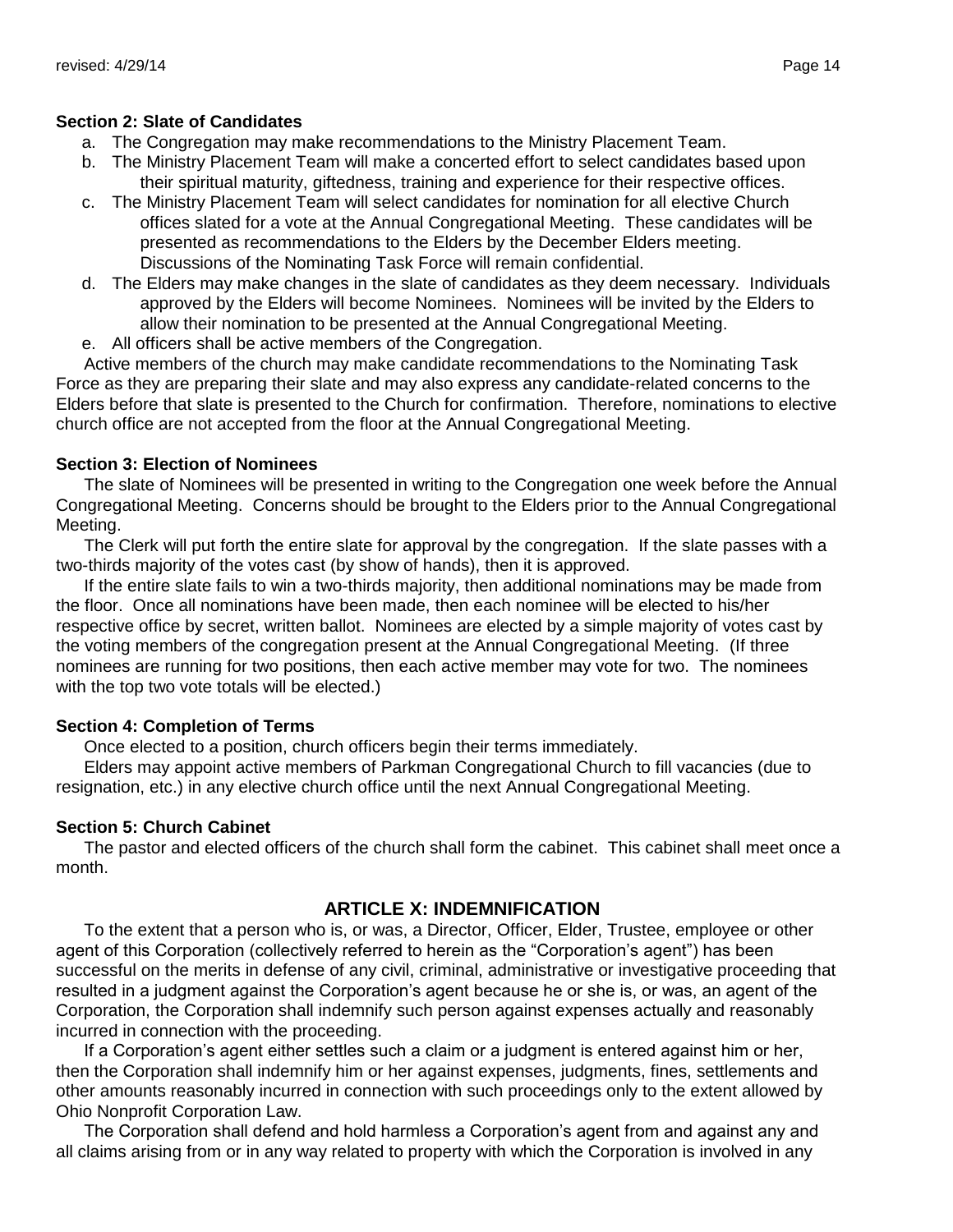**Section 2: Slate of Candidates**

a. The Congregation may make recommendations to the Ministry Placement Team.
b. The Ministry Placement Team will make a concerted effort to select candidates based upon their spiritual maturity, giftedness, training and experience for their respective offices.
c. The Ministry Placement Team will select candidates for nomination for all elective Church offices slated for a vote at the Annual Congregational Meeting. These candidates will be presented as recommendations to the Elders by the December Elders meeting. Discussions of the Nominating Task Force will remain confidential.
d. The Elders may make changes in the slate of candidates as they deem necessary. Individuals approved by the Elders will become Nominees. Nominees will be invited by the Elders to allow their nomination to be presented at the Annual Congregational Meeting.
e. All officers shall be active members of the Congregation.

Active members of the church may make candidate recommendations to the Nominating Task Force as they are preparing their slate and may also express any candidate-related concerns to the Elders before that slate is presented to the Church for confirmation. Therefore, nominations to elective church office are not accepted from the floor at the Annual Congregational Meeting.

**Section 3: Election of Nominees**

The slate of Nominees will be presented in writing to the Congregation one week before the Annual Congregational Meeting. Concerns should be brought to the Elders prior to the Annual Congregational Meeting.

The Clerk will put forth the entire slate for approval by the congregation. If the slate passes with a two-thirds majority of the votes cast (by show of hands), then it is approved.

If the entire slate fails to win a two-thirds majority, then additional nominations may be made from the floor. Once all nominations have been made, then each nominee will be elected to his/her respective office by secret, written ballot. Nominees are elected by a simple majority of votes cast by the voting members of the congregation present at the Annual Congregational Meeting. (If three nominees are running for two positions, then each active member may vote for two. The nominees with the top two vote totals will be elected.)

**Section 4: Completion of Terms**

Once elected to a position, church officers begin their terms immediately.

Elders may appoint active members of Parkman Congregational Church to fill vacancies (due to resignation, etc.) in any elective church office until the next Annual Congregational Meeting.

**Section 5: Church Cabinet**

The pastor and elected officers of the church shall form the cabinet. This cabinet shall meet once a month.

## ARTICLE X: INDEMNIFICATION

To the extent that a person who is, or was, a Director, Officer, Elder, Trustee, employee or other agent of this Corporation (collectively referred to herein as the "Corporation's agent") has been successful on the merits in defense of any civil, criminal, administrative or investigative proceeding that resulted in a judgment against the Corporation's agent because he or she is, or was, an agent of the Corporation, the Corporation shall indemnify such person against expenses actually and reasonably incurred in connection with the proceeding.

If a Corporation's agent either settles such a claim or a judgment is entered against him or her, then the Corporation shall indemnify him or her against expenses, judgments, fines, settlements and other amounts reasonably incurred in connection with such proceedings only to the extent allowed by Ohio Nonprofit Corporation Law.

The Corporation shall defend and hold harmless a Corporation's agent from and against any and all claims arising from or in any way related to property with which the Corporation is involved in any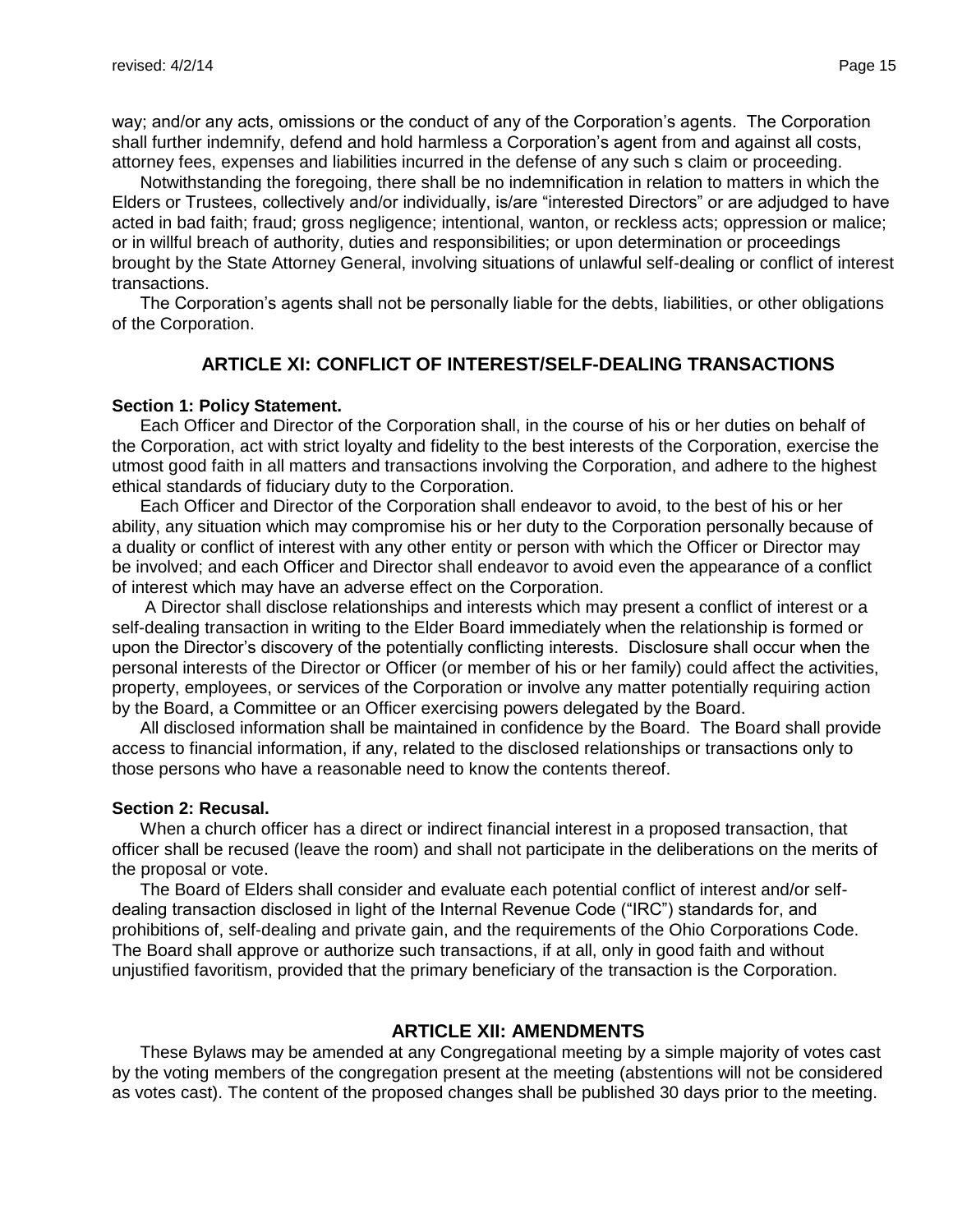way; and/or any acts, omissions or the conduct of any of the Corporation's agents. The Corporation shall further indemnify, defend and hold harmless a Corporation's agent from and against all costs, attorney fees, expenses and liabilities incurred in the defense of any such s claim or proceeding.

Notwithstanding the foregoing, there shall be no indemnification in relation to matters in which the Elders or Trustees, collectively and/or individually, is/are "interested Directors" or are adjudged to have acted in bad faith; fraud; gross negligence; intentional, wanton, or reckless acts; oppression or malice; or in willful breach of authority, duties and responsibilities; or upon determination or proceedings brought by the State Attorney General, involving situations of unlawful self-dealing or conflict of interest transactions.

The Corporation's agents shall not be personally liable for the debts, liabilities, or other obligations of the Corporation.

## ARTICLE XI: CONFLICT OF INTEREST/SELF-DEALING TRANSACTIONS

**Section 1: Policy Statement.**

Each Officer and Director of the Corporation shall, in the course of his or her duties on behalf of the Corporation, act with strict loyalty and fidelity to the best interests of the Corporation, exercise the utmost good faith in all matters and transactions involving the Corporation, and adhere to the highest ethical standards of fiduciary duty to the Corporation.

Each Officer and Director of the Corporation shall endeavor to avoid, to the best of his or her ability, any situation which may compromise his or her duty to the Corporation personally because of a duality or conflict of interest with any other entity or person with which the Officer or Director may be involved; and each Officer and Director shall endeavor to avoid even the appearance of a conflict of interest which may have an adverse effect on the Corporation.

A Director shall disclose relationships and interests which may present a conflict of interest or a self-dealing transaction in writing to the Elder Board immediately when the relationship is formed or upon the Director's discovery of the potentially conflicting interests. Disclosure shall occur when the personal interests of the Director or Officer (or member of his or her family) could affect the activities, property, employees, or services of the Corporation or involve any matter potentially requiring action by the Board, a Committee or an Officer exercising powers delegated by the Board.

All disclosed information shall be maintained in confidence by the Board. The Board shall provide access to financial information, if any, related to the disclosed relationships or transactions only to those persons who have a reasonable need to know the contents thereof.

**Section 2: Recusal.**

When a church officer has a direct or indirect financial interest in a proposed transaction, that officer shall be recused (leave the room) and shall not participate in the deliberations on the merits of the proposal or vote.

The Board of Elders shall consider and evaluate each potential conflict of interest and/or self-dealing transaction disclosed in light of the Internal Revenue Code ("IRC") standards for, and prohibitions of, self-dealing and private gain, and the requirements of the Ohio Corporations Code. The Board shall approve or authorize such transactions, if at all, only in good faith and without unjustified favoritism, provided that the primary beneficiary of the transaction is the Corporation.

## ARTICLE XII: AMENDMENTS

These Bylaws may be amended at any Congregational meeting by a simple majority of votes cast by the voting members of the congregation present at the meeting (abstentions will not be considered as votes cast). The content of the proposed changes shall be published 30 days prior to the meeting.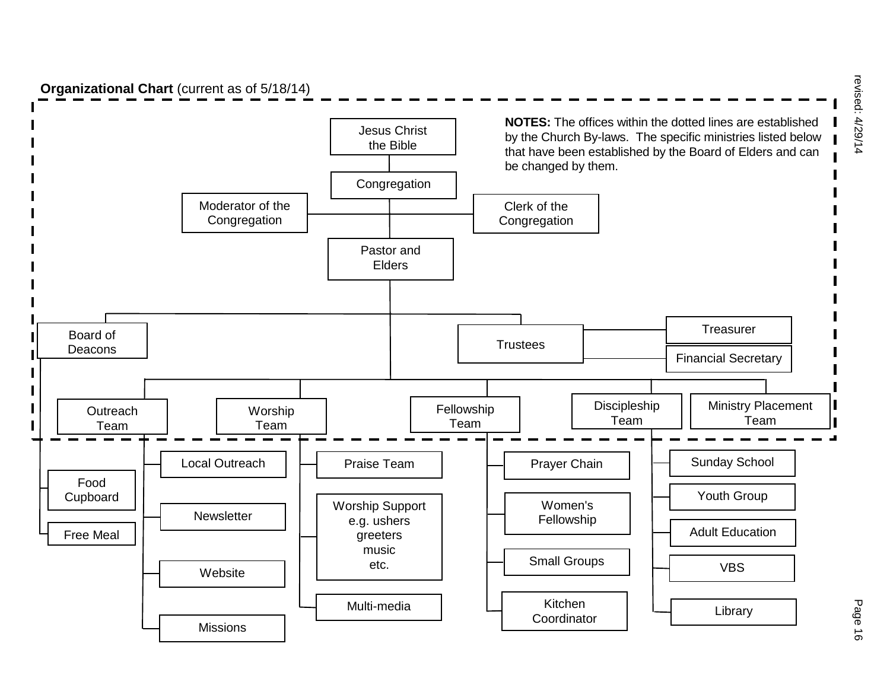**Organizational Chart** (current as of 5/18/14)

revised: 4/29/14

**NOTES:** The offices within the dotted lines are established by the Church By-laws. The specific ministries listed below that have been established by the Board of Elders and can be changed by them.

Jesus Christ
the Bible

Congregation

Moderator of the Congregation

Clerk of the Congregation

Pastor and Elders

Board of Deacons

Trustees

Treasurer

Financial Secretary

Outreach Team

Worship Team

Fellowship Team

Discipleship Team

Ministry Placement Team

Food Cupboard

Free Meal

Local Outreach

Newsletter

Website

Missions

Praise Team

Worship Support
e.g. ushers
greeters
music
etc.

Multi-media

Prayer Chain

Women's Fellowship

Small Groups

Kitchen Coordinator

Sunday School

Youth Group

Adult Education

VBS

Library